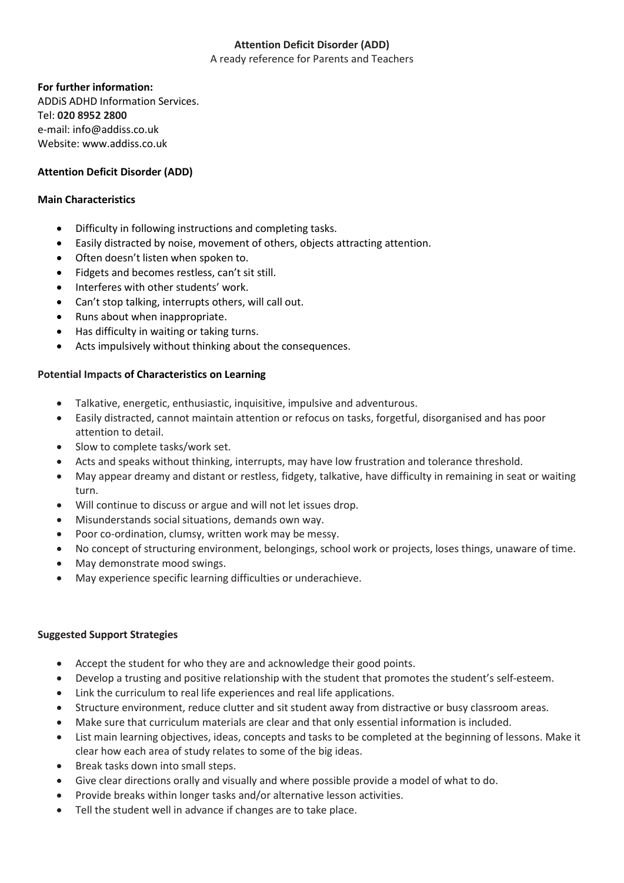# Attention Deficit Disorder (ADD)

A ready reference for Parents and Teachers

**For further information:**

ADDiS ADHD Information Services.
Tel: **020 8952 2800**
e-mail: info@addiss.co.uk
Website: www.addiss.co.uk

## Attention Deficit Disorder (ADD)

### Main Characteristics

- Difficulty in following instructions and completing tasks.
- Easily distracted by noise, movement of others, objects attracting attention.
- Often doesn't listen when spoken to.
- Fidgets and becomes restless, can't sit still.
- Interferes with other students' work.
- Can't stop talking, interrupts others, will call out.
- Runs about when inappropriate.
- Has difficulty in waiting or taking turns.
- Acts impulsively without thinking about the consequences.

### Potential Impacts of Characteristics on Learning

- Talkative, energetic, enthusiastic, inquisitive, impulsive and adventurous.
- Easily distracted, cannot maintain attention or refocus on tasks, forgetful, disorganised and has poor attention to detail.
- Slow to complete tasks/work set.
- Acts and speaks without thinking, interrupts, may have low frustration and tolerance threshold.
- May appear dreamy and distant or restless, fidgety, talkative, have difficulty in remaining in seat or waiting turn.
- Will continue to discuss or argue and will not let issues drop.
- Misunderstands social situations, demands own way.
- Poor co-ordination, clumsy, written work may be messy.
- No concept of structuring environment, belongings, school work or projects, loses things, unaware of time.
- May demonstrate mood swings.
- May experience specific learning difficulties or underachieve.

### Suggested Support Strategies

- Accept the student for who they are and acknowledge their good points.
- Develop a trusting and positive relationship with the student that promotes the student's self-esteem.
- Link the curriculum to real life experiences and real life applications.
- Structure environment, reduce clutter and sit student away from distractive or busy classroom areas.
- Make sure that curriculum materials are clear and that only essential information is included.
- List main learning objectives, ideas, concepts and tasks to be completed at the beginning of lessons. Make it clear how each area of study relates to some of the big ideas.
- Break tasks down into small steps.
- Give clear directions orally and visually and where possible provide a model of what to do.
- Provide breaks within longer tasks and/or alternative lesson activities.
- Tell the student well in advance if changes are to take place.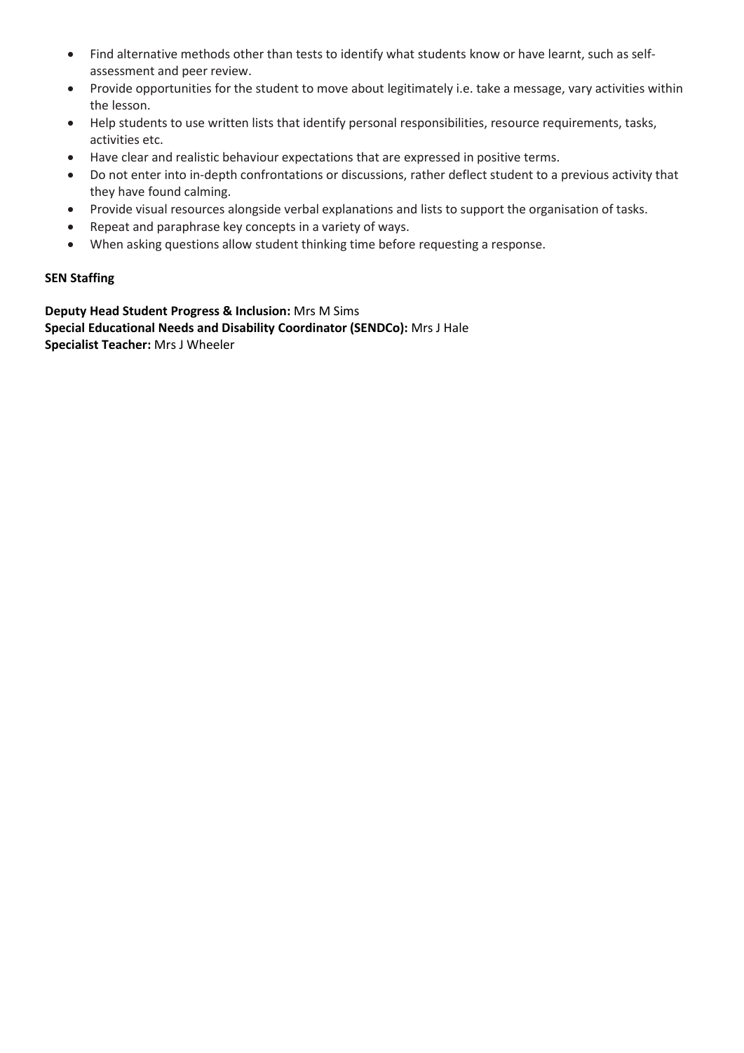- Find alternative methods other than tests to identify what students know or have learnt, such as self-assessment and peer review.
- Provide opportunities for the student to move about legitimately i.e. take a message, vary activities within the lesson.
- Help students to use written lists that identify personal responsibilities, resource requirements, tasks, activities etc.
- Have clear and realistic behaviour expectations that are expressed in positive terms.
- Do not enter into in-depth confrontations or discussions, rather deflect student to a previous activity that they have found calming.
- Provide visual resources alongside verbal explanations and lists to support the organisation of tasks.
- Repeat and paraphrase key concepts in a variety of ways.
- When asking questions allow student thinking time before requesting a response.

**SEN Staffing**

**Deputy Head Student Progress & Inclusion:** Mrs M Sims
**Special Educational Needs and Disability Coordinator (SENDCo):** Mrs J Hale
**Specialist Teacher:** Mrs J Wheeler